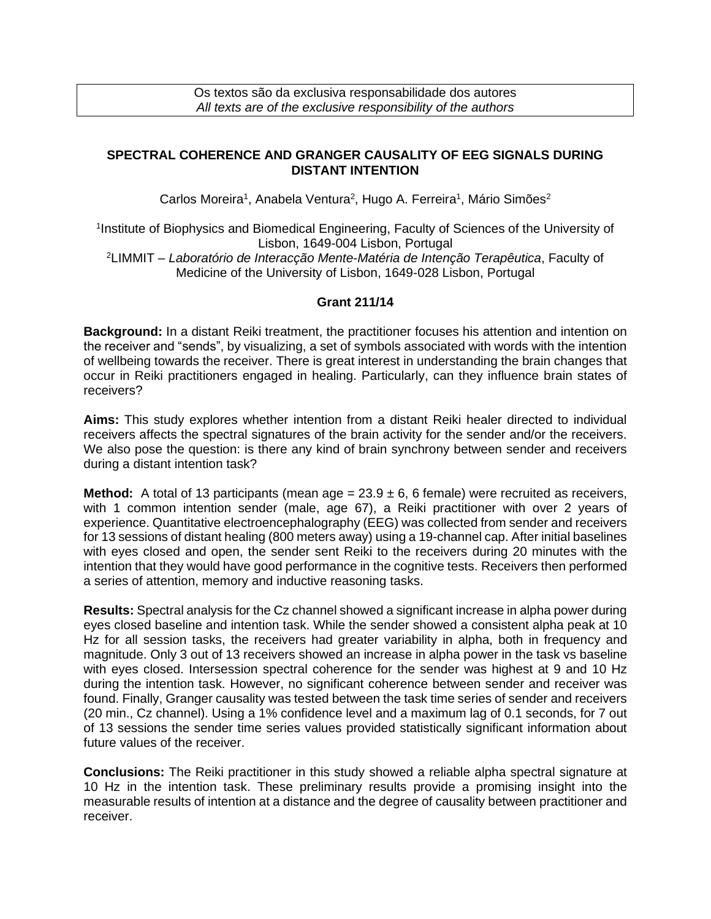Os textos são da exclusiva responsabilidade dos autores
*All texts are of the exclusive responsibility of the authors*

# SPECTRAL COHERENCE AND GRANGER CAUSALITY OF EEG SIGNALS DURING DISTANT INTENTION

Carlos Moreira[1], Anabela Ventura[2], Hugo A. Ferreira[1], Mário Simões[2]

[1]Institute of Biophysics and Biomedical Engineering, Faculty of Sciences of the University of Lisbon, 1649-004 Lisbon, Portugal
[2]LIMMIT – *Laboratório de Interacção Mente-Matéria de Intenção Terapêutica*, Faculty of Medicine of the University of Lisbon, 1649-028 Lisbon, Portugal

**Grant 211/14**

**Background:** In a distant Reiki treatment, the practitioner focuses his attention and intention on the receiver and "sends", by visualizing, a set of symbols associated with words with the intention of wellbeing towards the receiver. There is great interest in understanding the brain changes that occur in Reiki practitioners engaged in healing. Particularly, can they influence brain states of receivers?

**Aims:** This study explores whether intention from a distant Reiki healer directed to individual receivers affects the spectral signatures of the brain activity for the sender and/or the receivers. We also pose the question: is there any kind of brain synchrony between sender and receivers during a distant intention task?

**Method:** A total of 13 participants (mean age = 23.9 ± 6, 6 female) were recruited as receivers, with 1 common intention sender (male, age 67), a Reiki practitioner with over 2 years of experience. Quantitative electroencephalography (EEG) was collected from sender and receivers for 13 sessions of distant healing (800 meters away) using a 19-channel cap. After initial baselines with eyes closed and open, the sender sent Reiki to the receivers during 20 minutes with the intention that they would have good performance in the cognitive tests. Receivers then performed a series of attention, memory and inductive reasoning tasks.

**Results:** Spectral analysis for the Cz channel showed a significant increase in alpha power during eyes closed baseline and intention task. While the sender showed a consistent alpha peak at 10 Hz for all session tasks, the receivers had greater variability in alpha, both in frequency and magnitude. Only 3 out of 13 receivers showed an increase in alpha power in the task vs baseline with eyes closed. Intersession spectral coherence for the sender was highest at 9 and 10 Hz during the intention task. However, no significant coherence between sender and receiver was found. Finally, Granger causality was tested between the task time series of sender and receivers (20 min., Cz channel). Using a 1% confidence level and a maximum lag of 0.1 seconds, for 7 out of 13 sessions the sender time series values provided statistically significant information about future values of the receiver.

**Conclusions:** The Reiki practitioner in this study showed a reliable alpha spectral signature at 10 Hz in the intention task. These preliminary results provide a promising insight into the measurable results of intention at a distance and the degree of causality between practitioner and receiver.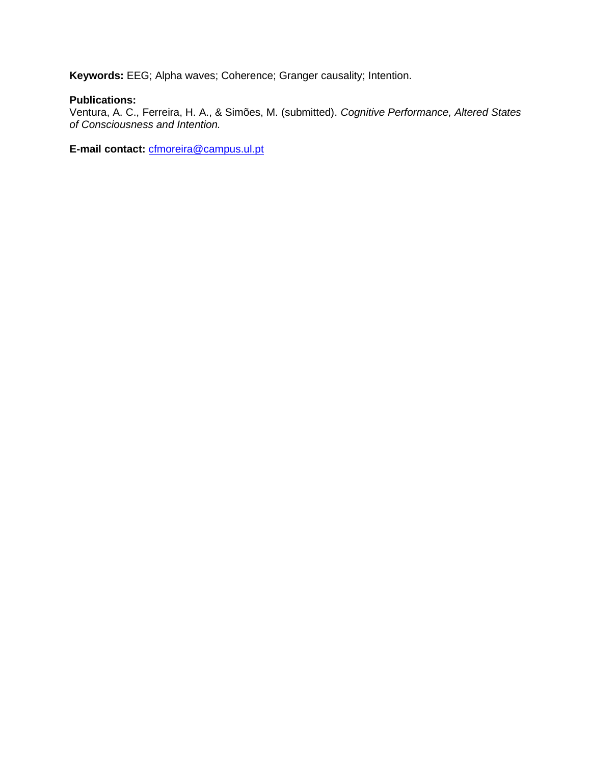**Keywords:** EEG; Alpha waves; Coherence; Granger causality; Intention.

**Publications:**
Ventura, A. C., Ferreira, H. A., & Simões, M. (submitted). *Cognitive Performance, Altered States of Consciousness and Intention.*

**E-mail contact:** cfmoreira@campus.ul.pt